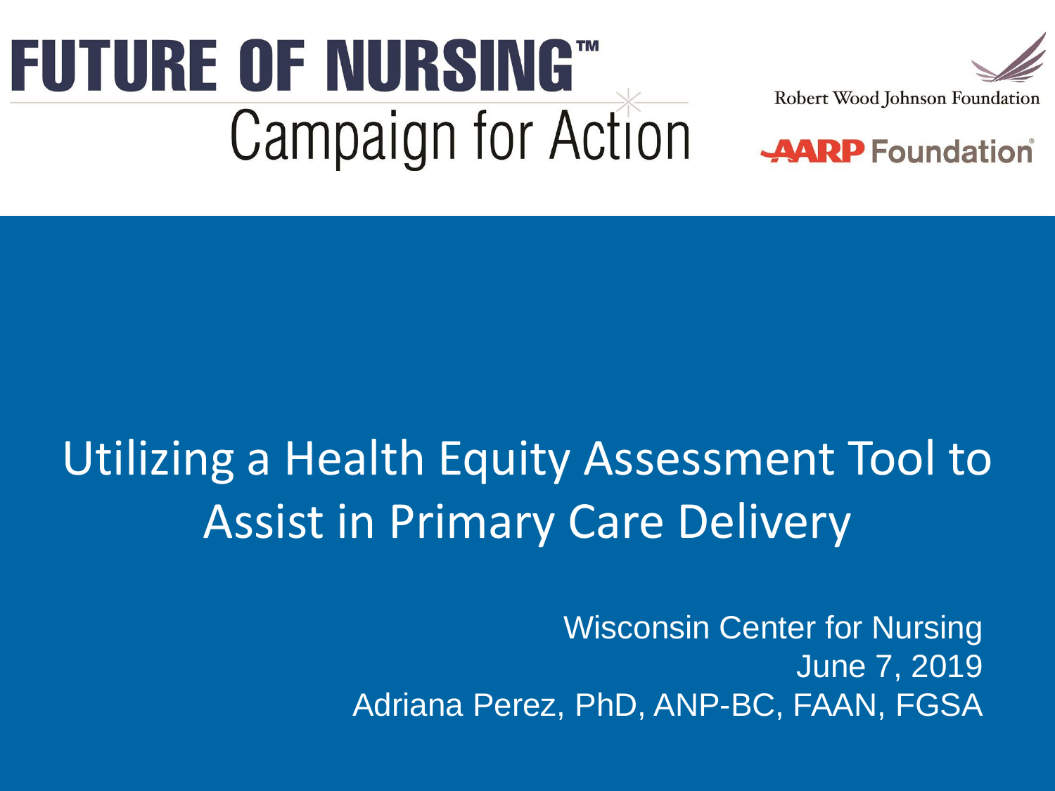# FUTURE OF NURSING™

## Campaign for Action

Robert Wood Johnson Foundation

AARP Foundation

# Utilizing a Health Equity Assessment Tool to Assist in Primary Care Delivery

Wisconsin Center for Nursing

June 7, 2019

Adriana Perez, PhD, ANP-BC, FAAN, FGSA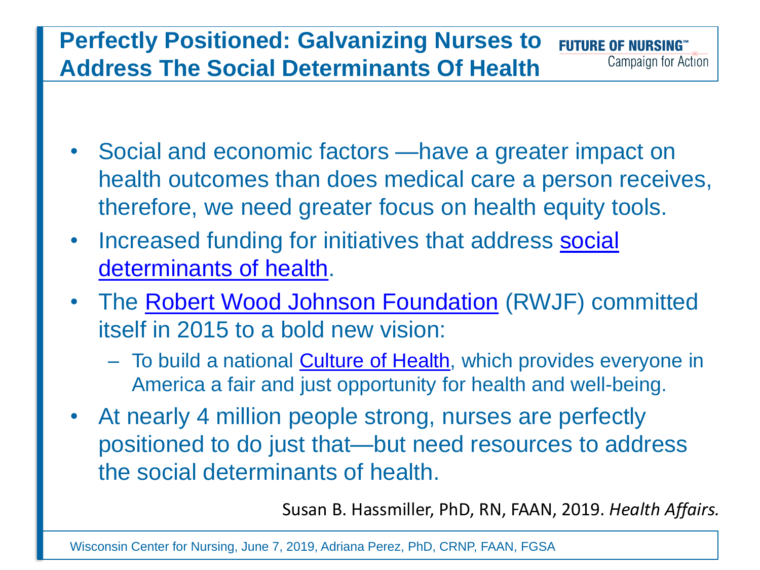# Perfectly Positioned: Galvanizing Nurses to Address The Social Determinants Of Health

FUTURE OF NURSING™ Campaign for Action

- Social and economic factors —have a greater impact on health outcomes than does medical care a person receives, therefore, we need greater focus on health equity tools.
- Increased funding for initiatives that address social determinants of health.
- The Robert Wood Johnson Foundation (RWJF) committed itself in 2015 to a bold new vision:
  - To build a national Culture of Health, which provides everyone in America a fair and just opportunity for health and well-being.
- At nearly 4 million people strong, nurses are perfectly positioned to do just that—but need resources to address the social determinants of health.

Susan B. Hassmiller, PhD, RN, FAAN, 2019. *Health Affairs.*

Wisconsin Center for Nursing, June 7, 2019, Adriana Perez, PhD, CRNP, FAAN, FGSA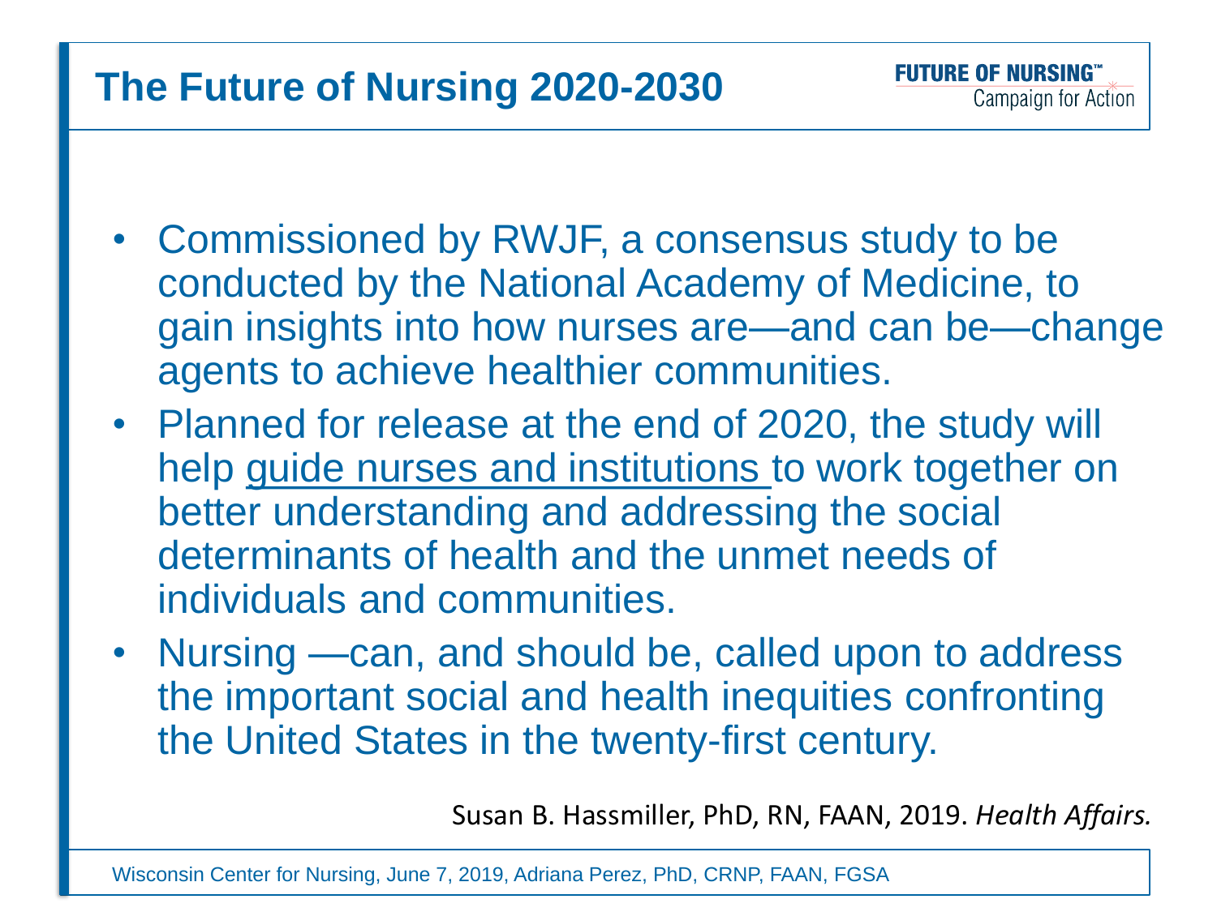# The Future of Nursing 2020-2030

FUTURE OF NURSING™
Campaign for Action

- Commissioned by RWJF, a consensus study to be conducted by the National Academy of Medicine, to gain insights into how nurses are—and can be—change agents to achieve healthier communities.
- Planned for release at the end of 2020, the study will help guide nurses and institutions to work together on better understanding and addressing the social determinants of health and the unmet needs of individuals and communities.
- Nursing —can, and should be, called upon to address the important social and health inequities confronting the United States in the twenty-first century.

Susan B. Hassmiller, PhD, RN, FAAN, 2019. *Health Affairs.*

Wisconsin Center for Nursing, June 7, 2019, Adriana Perez, PhD, CRNP, FAAN, FGSA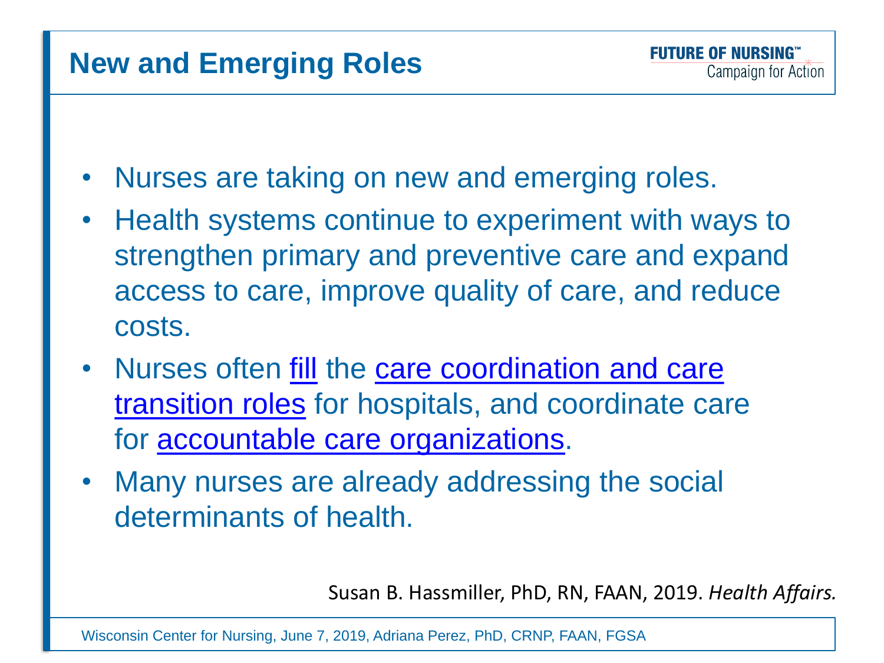## New and Emerging Roles

- Nurses are taking on new and emerging roles.
- Health systems continue to experiment with ways to strengthen primary and preventive care and expand access to care, improve quality of care, and reduce costs.
- Nurses often fill the care coordination and care transition roles for hospitals, and coordinate care for accountable care organizations.
- Many nurses are already addressing the social determinants of health.

Susan B. Hassmiller, PhD, RN, FAAN, 2019. *Health Affairs.*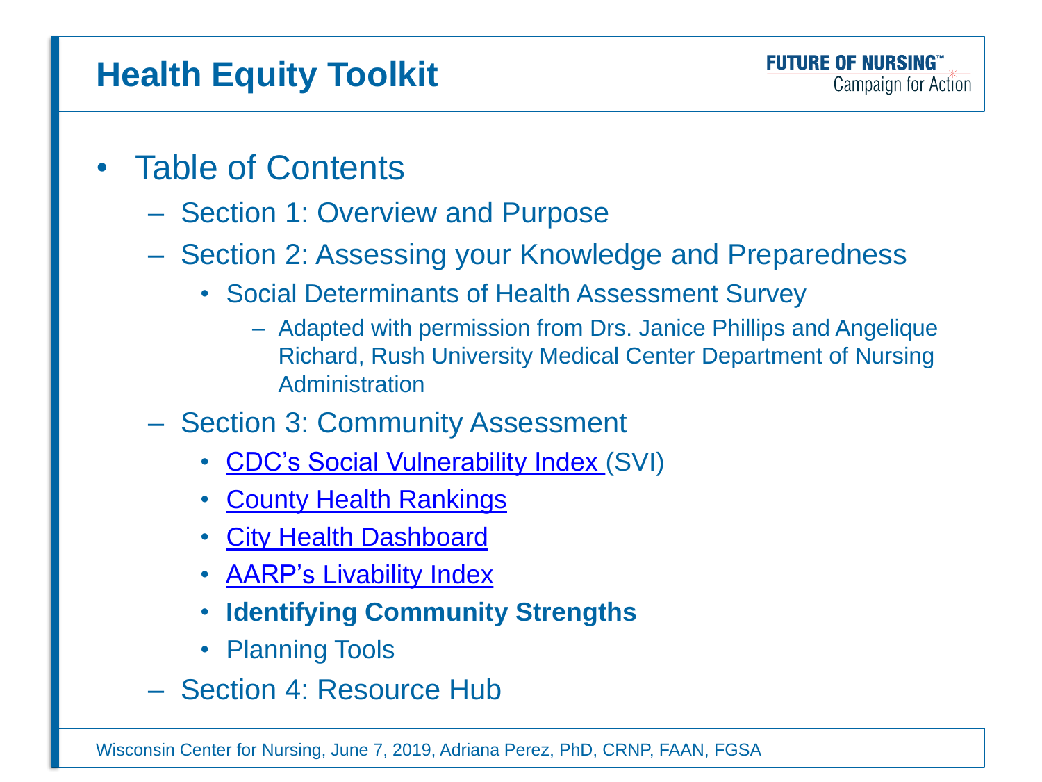# Health Equity Toolkit

FUTURE OF NURSING™
Campaign for Action

- Table of Contents
  - Section 1: Overview and Purpose
  - Section 2: Assessing your Knowledge and Preparedness
    - Social Determinants of Health Assessment Survey
      - Adapted with permission from Drs. Janice Phillips and Angelique Richard, Rush University Medical Center Department of Nursing Administration
  - Section 3: Community Assessment
    - CDC's Social Vulnerability Index (SVI)
    - County Health Rankings
    - City Health Dashboard
    - AARP's Livability Index
    - **Identifying Community Strengths**
    - Planning Tools
  - Section 4: Resource Hub

Wisconsin Center for Nursing, June 7, 2019, Adriana Perez, PhD, CRNP, FAAN, FGSA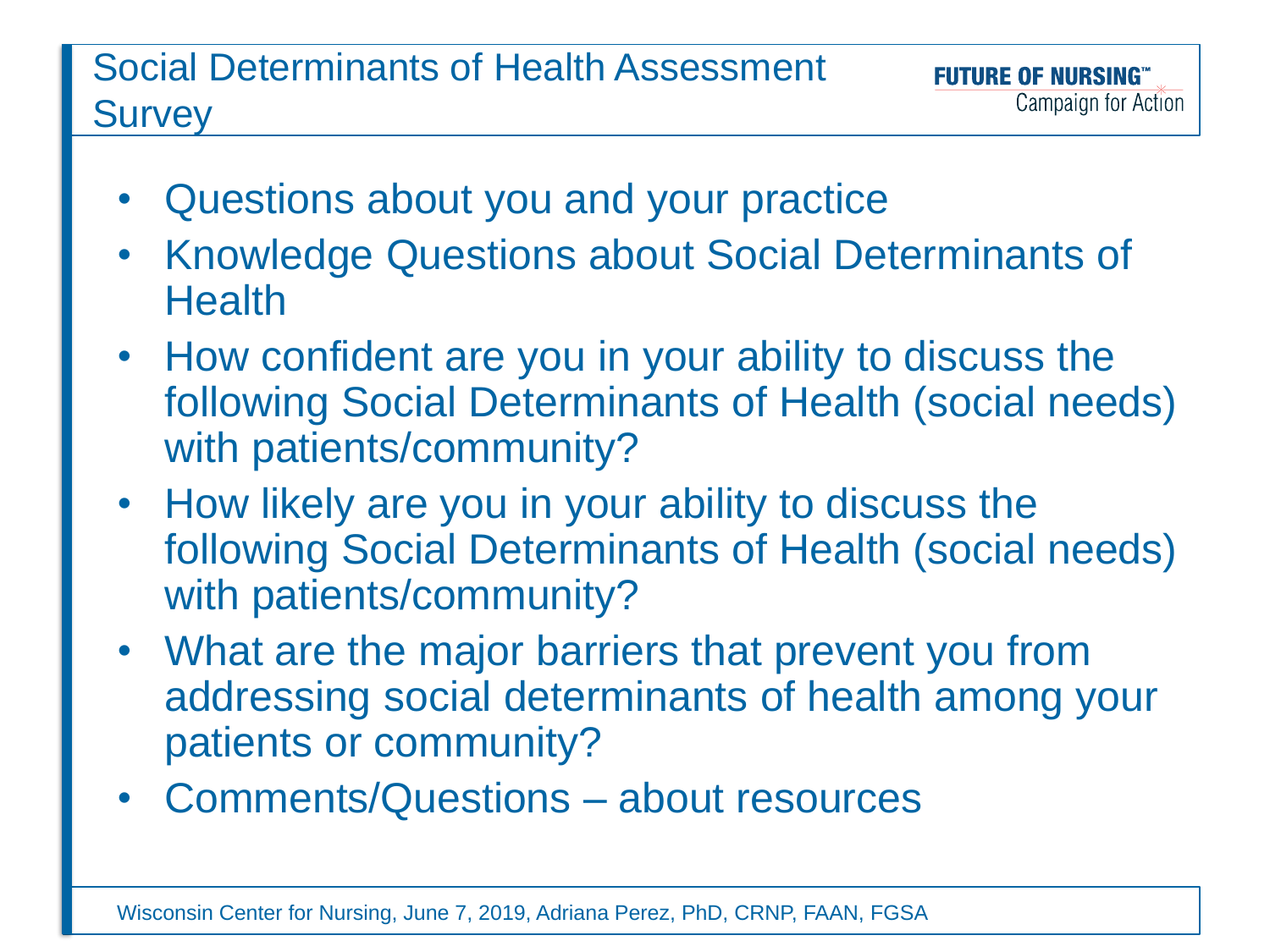# Social Determinants of Health Assessment Survey

- Questions about you and your practice
- Knowledge Questions about Social Determinants of Health
- How confident are you in your ability to discuss the following Social Determinants of Health (social needs) with patients/community?
- How likely are you in your ability to discuss the following Social Determinants of Health (social needs) with patients/community?
- What are the major barriers that prevent you from addressing social determinants of health among your patients or community?
- Comments/Questions – about resources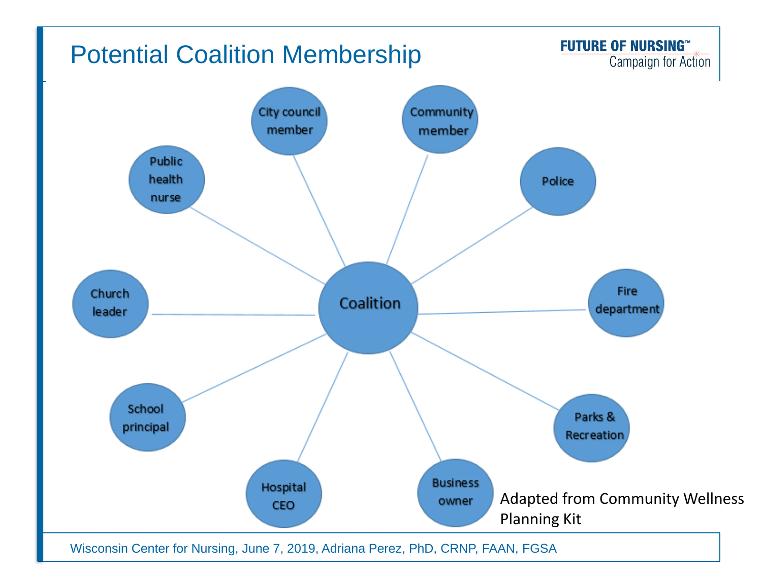# Potential Coalition Membership

- Coalition
  - City council member
  - Community member
  - Police
  - Fire department
  - Parks & Recreation
  - Business owner
  - Hospital CEO
  - School principal
  - Church leader
  - Public health nurse

Adapted from Community Wellness Planning Kit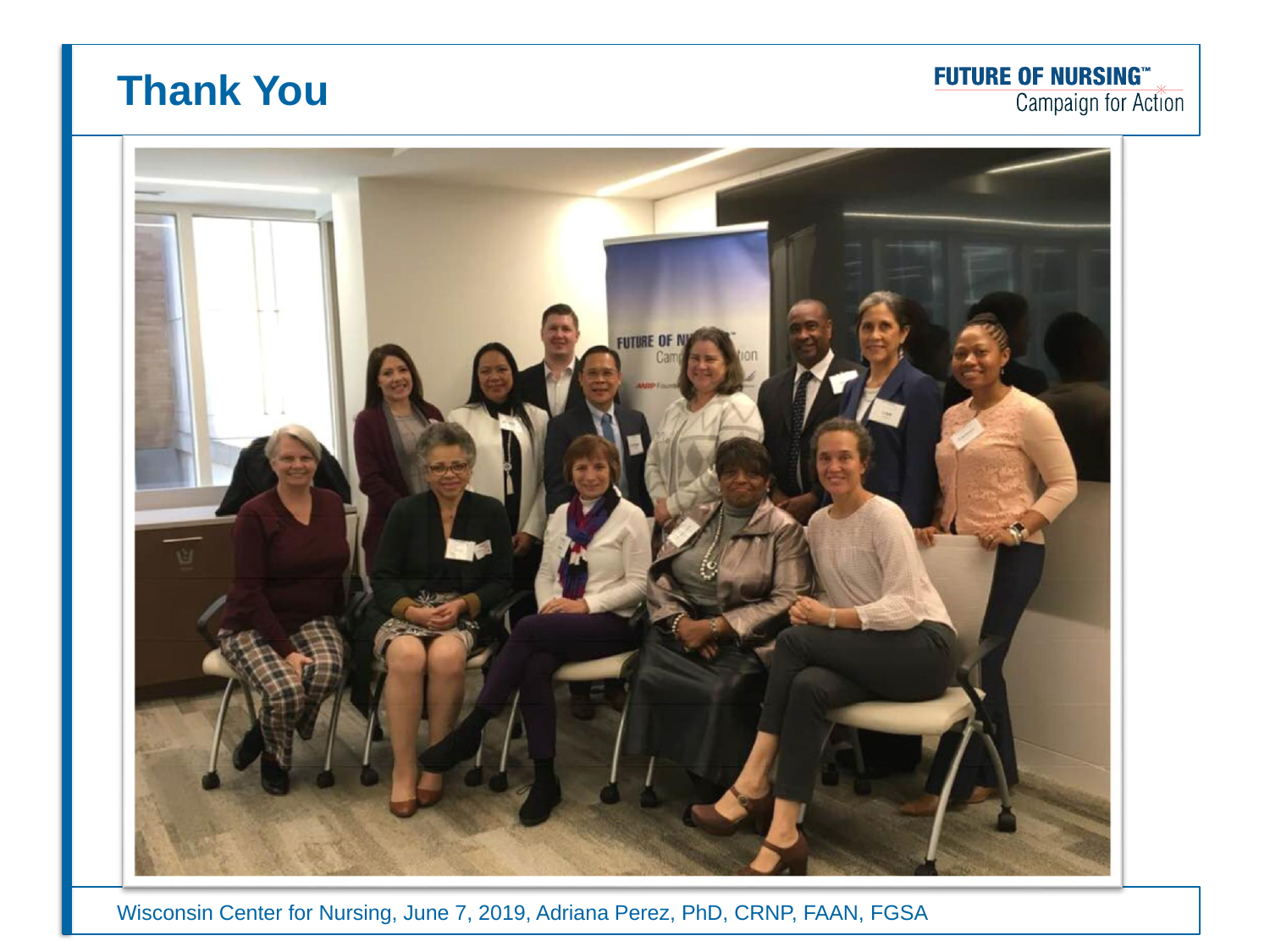# Thank You

FUTURE OF NURSING™
Campaign for Action

Wisconsin Center for Nursing, June 7, 2019, Adriana Perez, PhD, CRNP, FAAN, FGSA